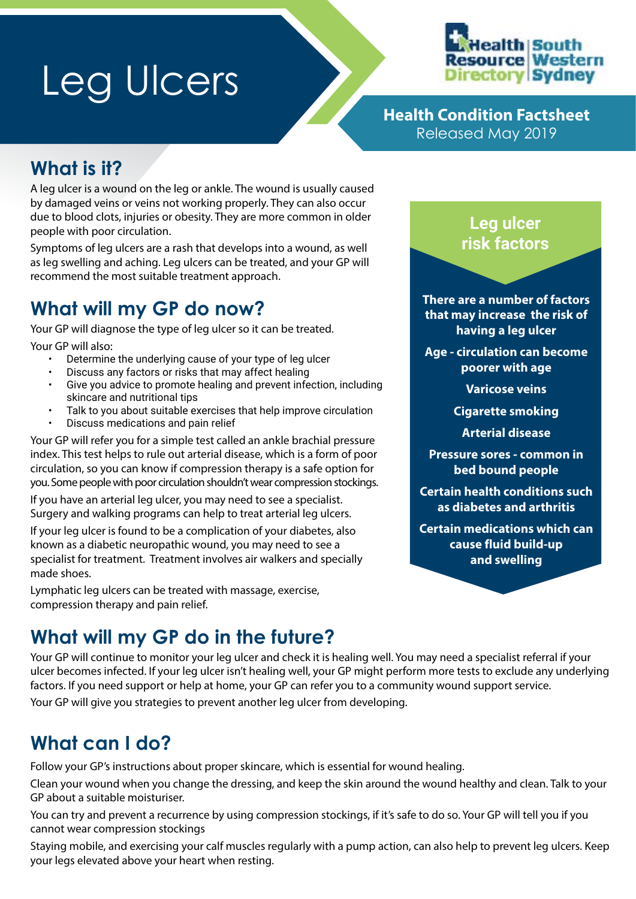# Leg Ulcers

Health Resource Directory | South Western Sydney

**Health Condition Factsheet**
Released May 2019

## What is it?

A leg ulcer is a wound on the leg or ankle. The wound is usually caused by damaged veins or veins not working properly. They can also occur due to blood clots, injuries or obesity. They are more common in older people with poor circulation.

Symptoms of leg ulcers are a rash that develops into a wound, as well as leg swelling and aching. Leg ulcers can be treated, and your GP will recommend the most suitable treatment approach.

## What will my GP do now?

Your GP will diagnose the type of leg ulcer so it can be treated.

Your GP will also:

- Determine the underlying cause of your type of leg ulcer
- Discuss any factors or risks that may affect healing
- Give you advice to promote healing and prevent infection, including skincare and nutritional tips
- Talk to you about suitable exercises that help improve circulation
- Discuss medications and pain relief

Your GP will refer you for a simple test called an ankle brachial pressure index. This test helps to rule out arterial disease, which is a form of poor circulation, so you can know if compression therapy is a safe option for you. Some people with poor circulation shouldn't wear compression stockings.

If you have an arterial leg ulcer, you may need to see a specialist. Surgery and walking programs can help to treat arterial leg ulcers.

If your leg ulcer is found to be a complication of your diabetes, also known as a diabetic neuropathic wound, you may need to see a specialist for treatment. Treatment involves air walkers and specially made shoes.

Lymphatic leg ulcers can be treated with massage, exercise, compression therapy and pain relief.

### Leg ulcer risk factors

**There are a number of factors that may increase the risk of having a leg ulcer**

**Age - circulation can become poorer with age**

**Varicose veins**

**Cigarette smoking**

**Arterial disease**

**Pressure sores - common in bed bound people**

**Certain health conditions such as diabetes and arthritis**

**Certain medications which can cause fluid build-up and swelling**

## What will my GP do in the future?

Your GP will continue to monitor your leg ulcer and check it is healing well. You may need a specialist referral if your ulcer becomes infected. If your leg ulcer isn't healing well, your GP might perform more tests to exclude any underlying factors. If you need support or help at home, your GP can refer you to a community wound support service.

Your GP will give you strategies to prevent another leg ulcer from developing.

## What can I do?

Follow your GP's instructions about proper skincare, which is essential for wound healing.

Clean your wound when you change the dressing, and keep the skin around the wound healthy and clean. Talk to your GP about a suitable moisturiser.

You can try and prevent a recurrence by using compression stockings, if it's safe to do so. Your GP will tell you if you cannot wear compression stockings

Staying mobile, and exercising your calf muscles regularly with a pump action, can also help to prevent leg ulcers. Keep your legs elevated above your heart when resting.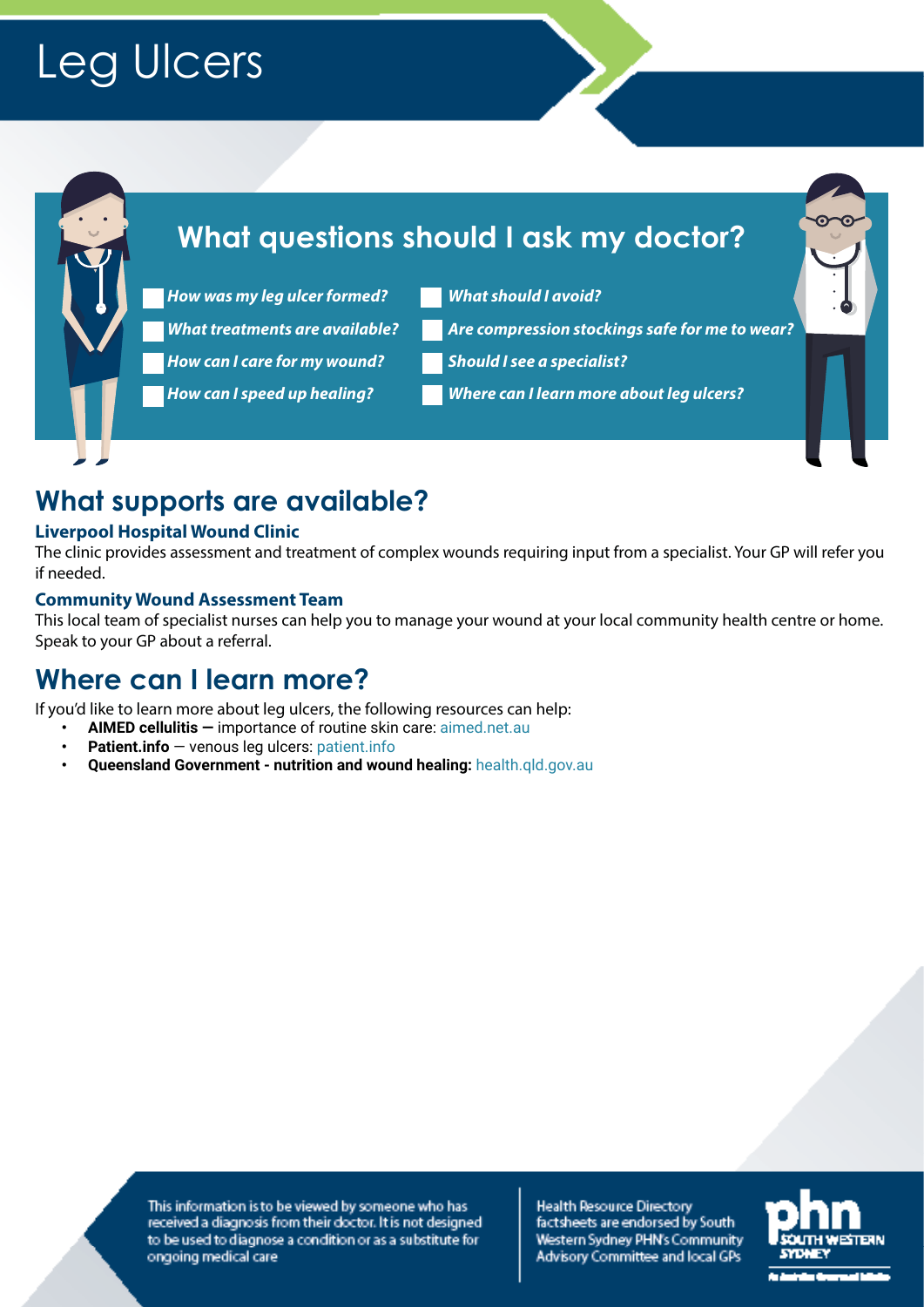# Leg Ulcers

## What questions should I ask my doctor?

- *How was my leg ulcer formed?*
- *What treatments are available?*
- *How can I care for my wound?*
- *How can I speed up healing?*
- *What should I avoid?*
- *Are compression stockings safe for me to wear?*
- *Should I see a specialist?*
- *Where can I learn more about leg ulcers?*

## What supports are available?

### Liverpool Hospital Wound Clinic

The clinic provides assessment and treatment of complex wounds requiring input from a specialist. Your GP will refer you if needed.

### Community Wound Assessment Team

This local team of specialist nurses can help you to manage your wound at your local community health centre or home. Speak to your GP about a referral.

## Where can I learn more?

If you'd like to learn more about leg ulcers, the following resources can help:

- **AIMED cellulitis —** importance of routine skin care: aimed.net.au
- **Patient.info** — venous leg ulcers: patient.info
- **Queensland Government - nutrition and wound healing:** health.qld.gov.au

This information is to be viewed by someone who has received a diagnosis from their doctor. It is not designed to be used to diagnose a condition or as a substitute for ongoing medical care

Health Resource Directory factsheets are endorsed by South Western Sydney PHN's Community Advisory Committee and local GPs